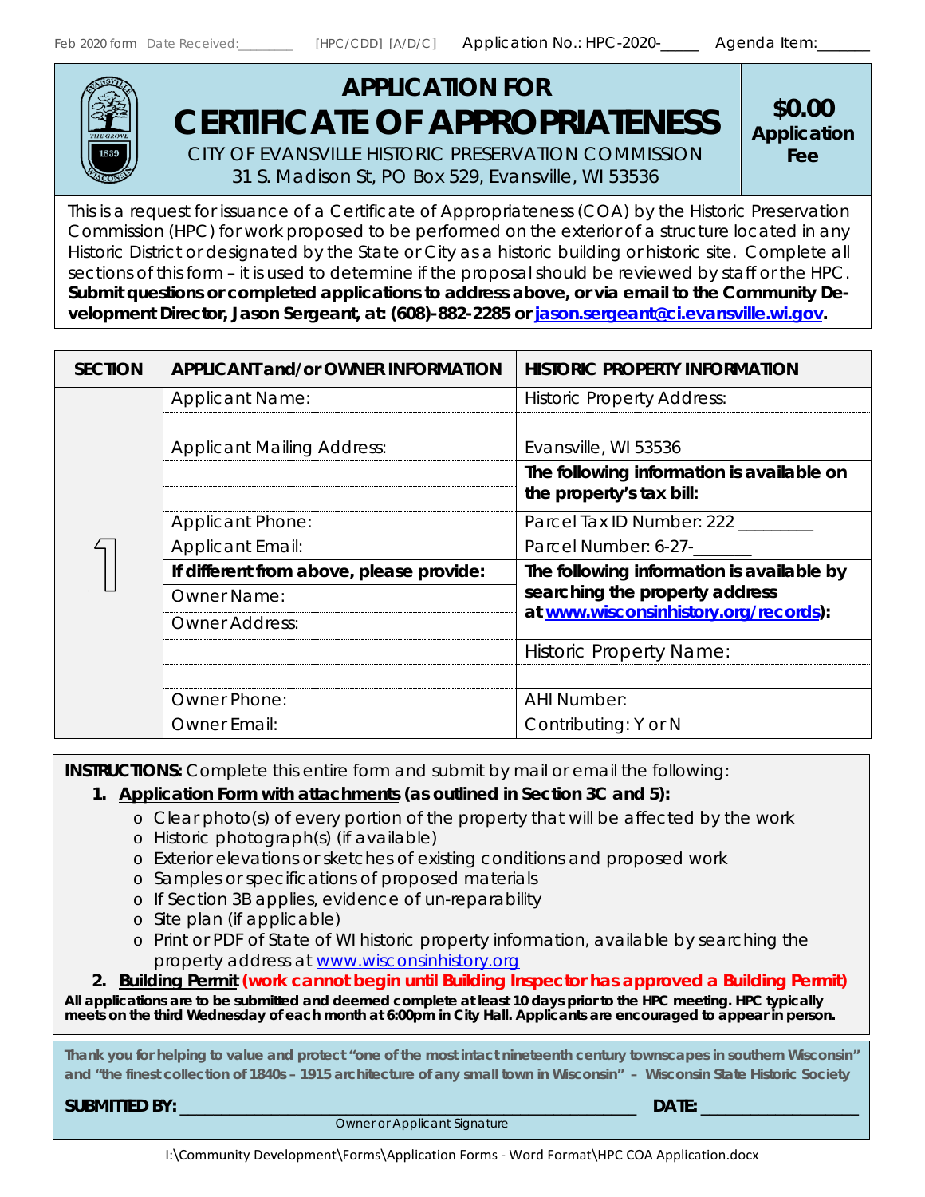Feb 2020 form Date Received:________ [HPC/CDD] [A/D/C] Application No.: HPC-2020-_____ Agenda Item:______

# APPLICATION FOR CERTIFICATE OF APPROPRIATENESS

**$0.00 Application Fee**

CITY OF EVANSVILLE HISTORIC PRESERVATION COMMISSION
31 S. Madison St, PO Box 529, Evansville, WI 53536

This is a request for issuance of a Certificate of Appropriateness (COA) by the Historic Preservation Commission (HPC) for work proposed to be performed on the exterior of a structure located in any Historic District or designated by the State or City as a historic building or historic site. Complete all sections of this form – it is used to determine if the proposal should be reviewed by staff or the HPC. **Submit questions or completed applications to address above, or via email to the Community Development Director, Jason Sergeant, at: (608)-882-2285 or jason.sergeant@ci.evansville.wi.gov.**

| SECTION | APPLICANT and/or OWNER INFORMATION | HISTORIC PROPERTY INFORMATION |
|---|---|---|
| 1 | Applicant Name: | Historic Property Address: |
| | | |
| | Applicant Mailing Address: | Evansville, WI 53536 |
| | | **The following information is available on the property's tax bill:** |
| | Applicant Phone: | Parcel Tax ID Number: 222 ________ |
| | Applicant Email: | Parcel Number: 6-27-______ |
| | **If different from above, please provide:** | **The following information is available by searching the property address at www.wisconsinhistory.org/records):** |
| | Owner Name: | |
| | Owner Address: | |
| | | Historic Property Name: |
| | | |
| | Owner Phone: | AHI Number: |
| | Owner Email: | Contributing: Y or N |

**INSTRUCTIONS:** Complete this entire form and submit by mail or email the following:

1. **Application Form with attachments (as outlined in Section 3C and 5):**
   - Clear photo(s) of every portion of the property that will be affected by the work
   - Historic photograph(s) (if available)
   - Exterior elevations or sketches of existing conditions and proposed work
   - Samples or specifications of proposed materials
   - If Section 3B applies, evidence of un-reparability
   - Site plan (if applicable)
   - Print or PDF of State of WI historic property information, available by searching the property address at www.wisconsinhistory.org
2. **Building Permit (work cannot begin until Building Inspector has approved a Building Permit)**

**All applications are to be submitted and deemed complete at least 10 days prior to the HPC meeting. HPC typically meets on the third Wednesday of each month at 6:00pm in City Hall. Applicants are encouraged to appear in person.**

**Thank you for helping to value and protect "one of the most intact nineteenth century townscapes in southern Wisconsin" and "the finest collection of 1840s – 1915 architecture of any small town in Wisconsin" – Wisconsin State Historic Society**

**SUBMITTED BY:** ____________________________________________ **DATE:** ______________
Owner or Applicant Signature

I:\Community Development\Forms\Application Forms - Word Format\HPC COA Application.docx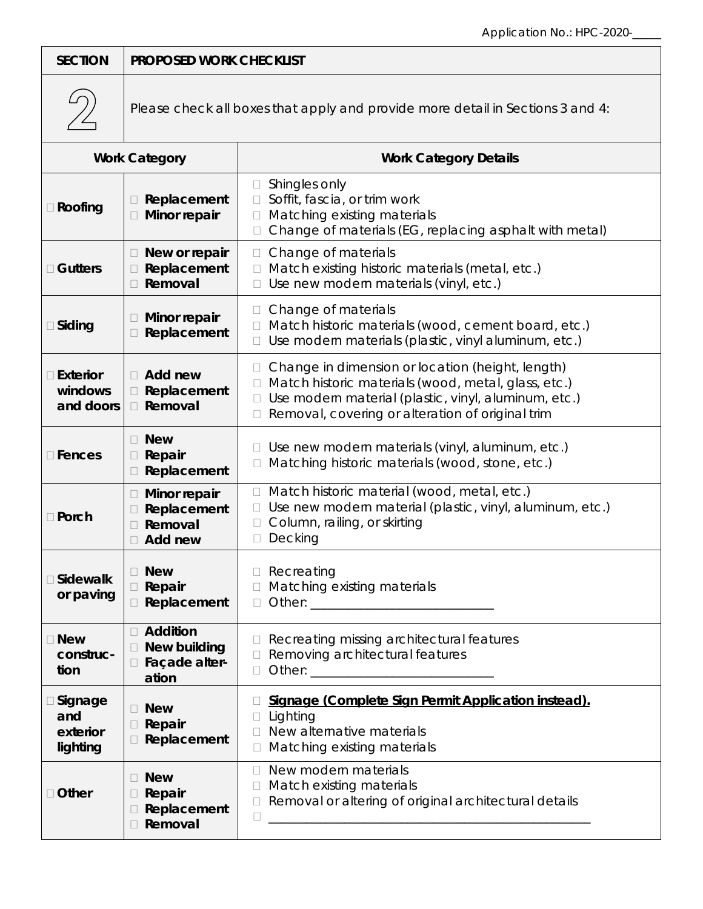Application No.: HPC-2020-_____

| SECTION | PROPOSED WORK CHECKLIST |
|---|---|
| 2 | Please check all boxes that apply and provide more detail in Sections 3 and 4: |

| Work Category | | Work Category Details |
|---|---|---|
| ☐ **Roofing** | ☐ **Replacement**<br>☐ **Minor repair** | ☐ Shingles only<br>☐ Soffit, fascia, or trim work<br>☐ Matching existing materials<br>☐ Change of materials (EG, replacing asphalt with metal) |
| ☐ **Gutters** | ☐ **New or repair**<br>☐ **Replacement**<br>☐ **Removal** | ☐ Change of materials<br>☐ Match existing historic materials (metal, etc.)<br>☐ Use new modern materials (vinyl, etc.) |
| ☐ **Siding** | ☐ **Minor repair**<br>☐ **Replacement** | ☐ Change of materials<br>☐ Match historic materials (wood, cement board, etc.)<br>☐ Use modern materials (plastic, vinyl aluminum, etc.) |
| ☐ **Exterior windows and doors** | ☐ **Add new**<br>☐ **Replacement**<br>☐ **Removal** | ☐ Change in dimension or location (height, length)<br>☐ Match historic materials (wood, metal, glass, etc.)<br>☐ Use modern material (plastic, vinyl, aluminum, etc.)<br>☐ Removal, covering or alteration of original trim |
| ☐ **Fences** | ☐ **New**<br>☐ **Repair**<br>☐ **Replacement** | ☐ Use new modern materials (vinyl, aluminum, etc.)<br>☐ Matching historic materials (wood, stone, etc.) |
| ☐ **Porch** | ☐ **Minor repair**<br>☐ **Replacement**<br>☐ **Removal**<br>☐ **Add new** | ☐ Match historic material (wood, metal, etc.)<br>☐ Use new modern material (plastic, vinyl, aluminum, etc.)<br>☐ Column, railing, or skirting<br>☐ Decking |
| ☐ **Sidewalk or paving** | ☐ **New**<br>☐ **Repair**<br>☐ **Replacement** | ☐ Recreating<br>☐ Matching existing materials<br>☐ Other: ____________________________ |
| ☐ **New construc-tion** | ☐ **Addition**<br>☐ **New building**<br>☐ **Façade alter-ation** | ☐ Recreating missing architectural features<br>☐ Removing architectural features<br>☐ Other: ____________________________ |
| ☐ **Signage and exterior lighting** | ☐ **New**<br>☐ **Repair**<br>☐ **Replacement** | ☐ **Signage (Complete Sign Permit Application instead).**<br>☐ Lighting<br>☐ New alternative materials<br>☐ Matching existing materials |
| ☐ **Other** | ☐ **New**<br>☐ **Repair**<br>☐ **Replacement**<br>☐ **Removal** | ☐ New modern materials<br>☐ Match existing materials<br>☐ Removal or altering of original architectural details<br>☐ __________________________________________________ |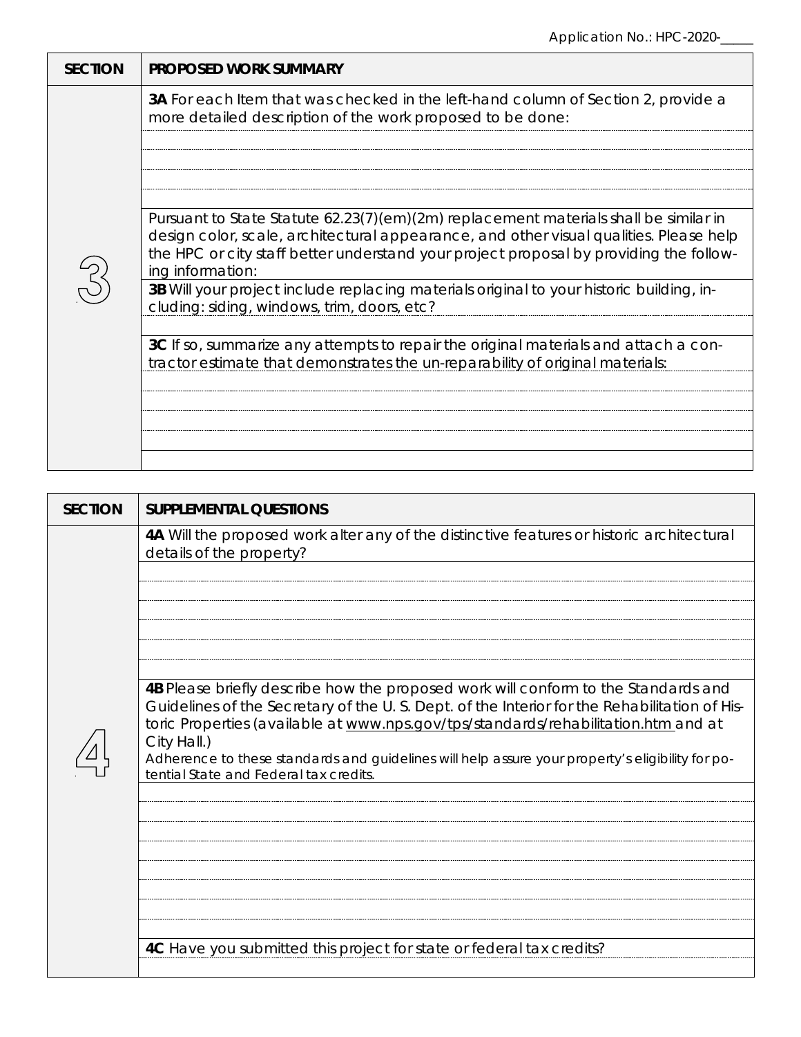Application No.: HPC-2020-_____

| SECTION | PROPOSED WORK SUMMARY |
| --- | --- |
| 3 | **3A** For each Item that was checked in the left-hand column of Section 2, provide a more detailed description of the work proposed to be done: |
| | Pursuant to State Statute 62.23(7)(em)(2m) replacement materials shall be similar in design color, scale, architectural appearance, and other visual qualities. Please help the HPC or city staff better understand your project proposal by providing the following information: |
| | **3B** Will your project include replacing materials original to your historic building, including: siding, windows, trim, doors, etc? |
| | **3C** If so, summarize any attempts to repair the original materials and attach a contractor estimate that demonstrates the un-reparability of original materials: |

| SECTION | SUPPLEMENTAL QUESTIONS |
| --- | --- |
| 4 | **4A** Will the proposed work alter any of the distinctive features or historic architectural details of the property? |
| | **4B** Please briefly describe how the proposed work will conform to the Standards and Guidelines of the Secretary of the U. S. Dept. of the Interior for the Rehabilitation of Historic Properties (available at www.nps.gov/tps/standards/rehabilitation.htm and at City Hall.) Adherence to these standards and guidelines will help assure your property's eligibility for potential State and Federal tax credits. |
| | **4C** Have you submitted this project for state or federal tax credits? |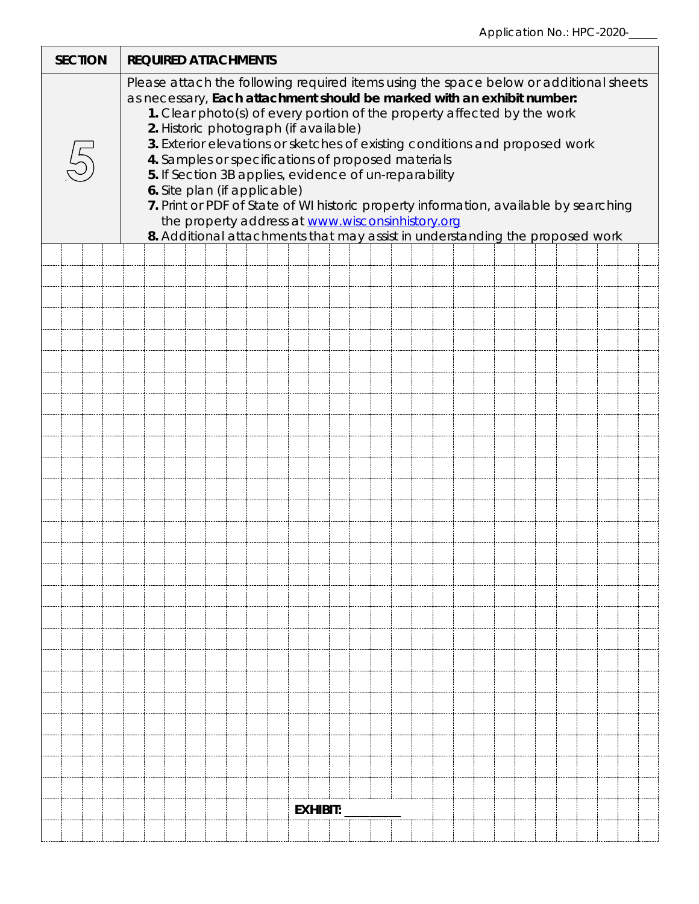Application No.: HPC-2020-_____

| SECTION | REQUIRED ATTACHMENTS |
| --- | --- |
| 5 | Please attach the following required items using the space below or additional sheets as necessary, **Each attachment should be marked with an exhibit number:**<br>**1.** Clear photo(s) of every portion of the property affected by the work<br>**2.** Historic photograph (if available)<br>**3.** Exterior elevations or sketches of existing conditions and proposed work<br>**4.** Samples or specifications of proposed materials<br>**5.** If Section 3B applies, evidence of un-reparability<br>**6.** Site plan (if applicable)<br>**7.** Print or PDF of State of WI historic property information, available by searching the property address at [www.wisconsinhistory.org](http://www.wisconsinhistory.org)<br>**8.** Additional attachments that may assist in understanding the proposed work |

**EXHIBIT:** _________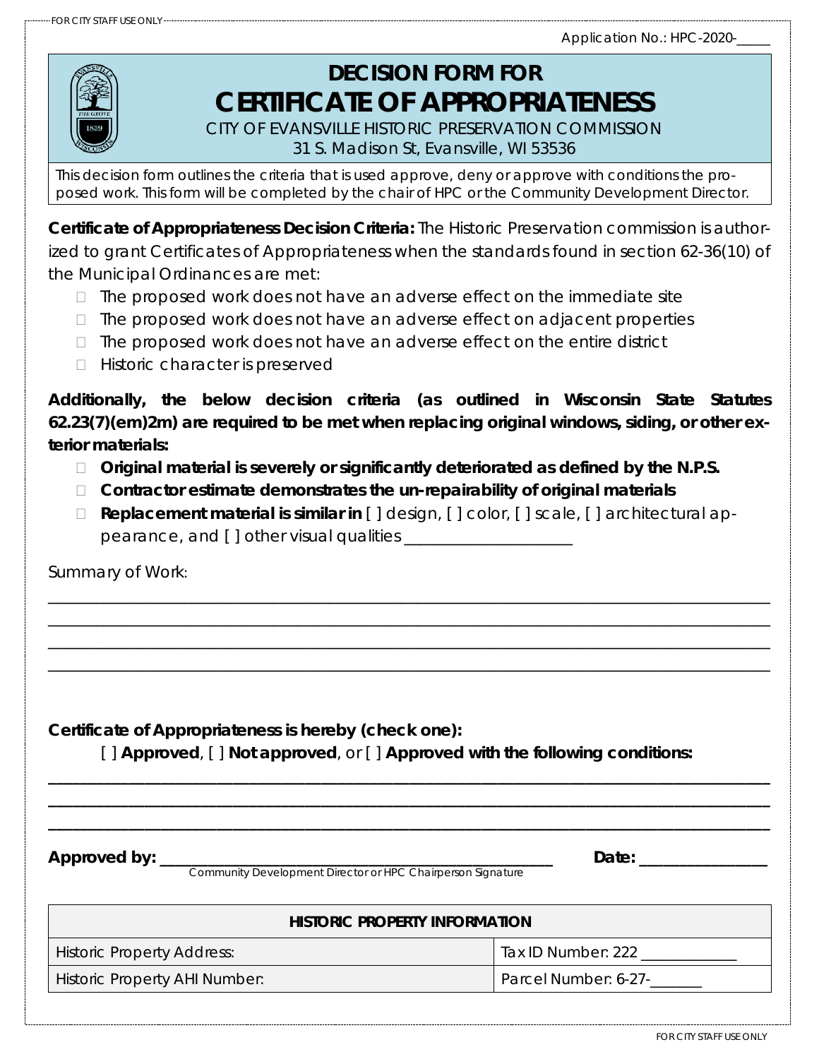FOR CITY STAFF USE ONLY

Application No.: HPC-2020-_____

# DECISION FORM FOR
# CERTIFICATE OF APPROPRIATENESS

CITY OF EVANSVILLE HISTORIC PRESERVATION COMMISSION
31 S. Madison St, Evansville, WI 53536

This decision form outlines the criteria that is used approve, deny or approve with conditions the proposed work. This form will be completed by the chair of HPC or the Community Development Director.

**Certificate of Appropriateness Decision Criteria:** The Historic Preservation commission is authorized to grant Certificates of Appropriateness when the standards found in section 62-36(10) of the Municipal Ordinances are met:

- ☐ The proposed work does not have an adverse effect on the immediate site
- ☐ The proposed work does not have an adverse effect on adjacent properties
- ☐ The proposed work does not have an adverse effect on the entire district
- ☐ Historic character is preserved

**Additionally, the below decision criteria (as outlined in Wisconsin State Statutes 62.23(7)(em)2m) are required to be met when replacing original windows, siding, or other exterior materials:**

- ☐ **Original material is severely or significantly deteriorated as defined by the N.P.S.**
- ☐ **Contractor estimate demonstrates the un-repairability of original materials**
- ☐ **Replacement material is similar in** [ ] design, [ ] color, [ ] scale, [ ] architectural appearance, and [ ] other visual qualities ____________________

Summary of Work:

______________________________________________________________________________
______________________________________________________________________________
______________________________________________________________________________
______________________________________________________________________________

**Certificate of Appropriateness is hereby (check one):**

[ ] **Approved**, [ ] **Not approved**, or [ ] **Approved with the following conditions:**

______________________________________________________________________________
______________________________________________________________________________
______________________________________________________________________________

**Approved by:** ____________________________________________ **Date:** _______________
Community Development Director or HPC Chairperson Signature

| HISTORIC PROPERTY INFORMATION | |
|---|---|
| Historic Property Address: | Tax ID Number: 222 ____________ |
| Historic Property AHI Number: | Parcel Number: 6-27-_______ |

FOR CITY STAFF USE ONLY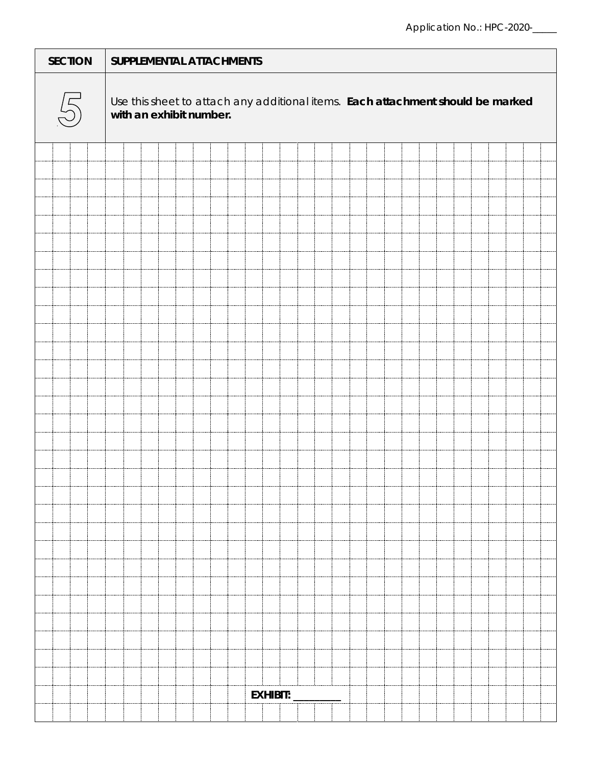Application No.: HPC-2020-_____

| SECTION | SUPPLEMENTAL ATTACHMENTS |
| --- | --- |
| 5 | Use this sheet to attach any additional items. **Each attachment should be marked with an exhibit number.** |

**EXHIBIT:** __________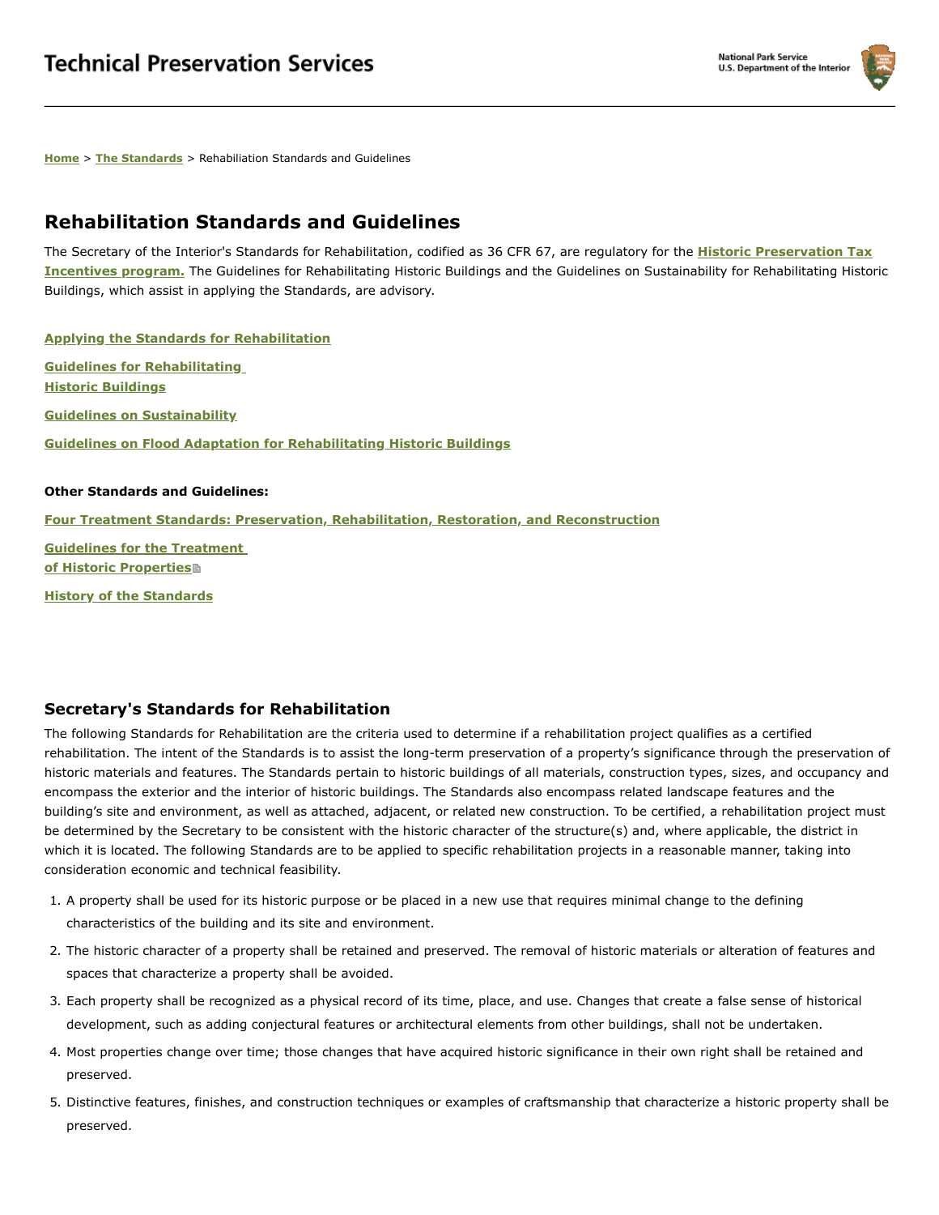# Technical Preservation Services

National Park Service
U.S. Department of the Interior

**Home** > **The Standards** > Rehabiliation Standards and Guidelines

## Rehabilitation Standards and Guidelines

The Secretary of the Interior's Standards for Rehabilitation, codified as 36 CFR 67, are regulatory for the **Historic Preservation Tax Incentives program.** The Guidelines for Rehabilitating Historic Buildings and the Guidelines on Sustainability for Rehabilitating Historic Buildings, which assist in applying the Standards, are advisory.

**Applying the Standards for Rehabilitation**

**Guidelines for Rehabilitating Historic Buildings**

**Guidelines on Sustainability**

**Guidelines on Flood Adaptation for Rehabilitating Historic Buildings**

**Other Standards and Guidelines:**

**Four Treatment Standards: Preservation, Rehabilitation, Restoration, and Reconstruction**

**Guidelines for the Treatment of Historic Properties**

**History of the Standards**

### Secretary's Standards for Rehabilitation

The following Standards for Rehabilitation are the criteria used to determine if a rehabilitation project qualifies as a certified rehabilitation. The intent of the Standards is to assist the long-term preservation of a property's significance through the preservation of historic materials and features. The Standards pertain to historic buildings of all materials, construction types, sizes, and occupancy and encompass the exterior and the interior of historic buildings. The Standards also encompass related landscape features and the building's site and environment, as well as attached, adjacent, or related new construction. To be certified, a rehabilitation project must be determined by the Secretary to be consistent with the historic character of the structure(s) and, where applicable, the district in which it is located. The following Standards are to be applied to specific rehabilitation projects in a reasonable manner, taking into consideration economic and technical feasibility.

1. A property shall be used for its historic purpose or be placed in a new use that requires minimal change to the defining characteristics of the building and its site and environment.
2. The historic character of a property shall be retained and preserved. The removal of historic materials or alteration of features and spaces that characterize a property shall be avoided.
3. Each property shall be recognized as a physical record of its time, place, and use. Changes that create a false sense of historical development, such as adding conjectural features or architectural elements from other buildings, shall not be undertaken.
4. Most properties change over time; those changes that have acquired historic significance in their own right shall be retained and preserved.
5. Distinctive features, finishes, and construction techniques or examples of craftsmanship that characterize a historic property shall be preserved.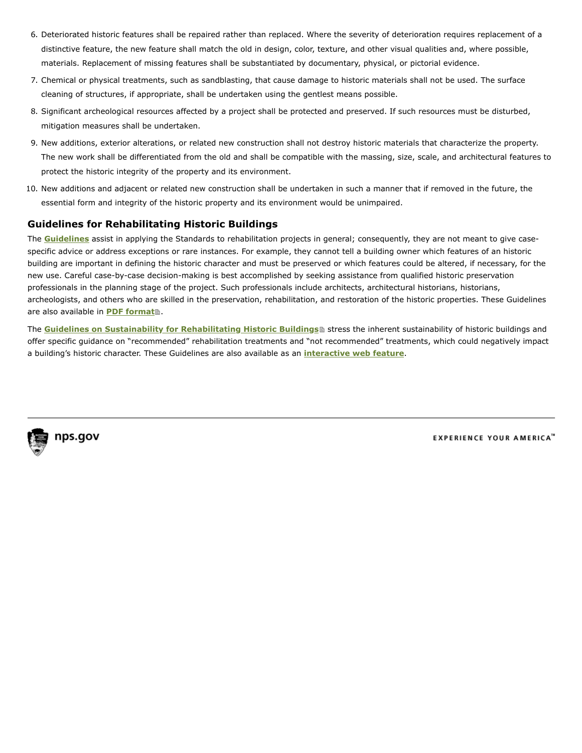6. Deteriorated historic features shall be repaired rather than replaced. Where the severity of deterioration requires replacement of a distinctive feature, the new feature shall match the old in design, color, texture, and other visual qualities and, where possible, materials. Replacement of missing features shall be substantiated by documentary, physical, or pictorial evidence.
7. Chemical or physical treatments, such as sandblasting, that cause damage to historic materials shall not be used. The surface cleaning of structures, if appropriate, shall be undertaken using the gentlest means possible.
8. Significant archeological resources affected by a project shall be protected and preserved. If such resources must be disturbed, mitigation measures shall be undertaken.
9. New additions, exterior alterations, or related new construction shall not destroy historic materials that characterize the property. The new work shall be differentiated from the old and shall be compatible with the massing, size, scale, and architectural features to protect the historic integrity of the property and its environment.
10. New additions and adjacent or related new construction shall be undertaken in such a manner that if removed in the future, the essential form and integrity of the historic property and its environment would be unimpaired.

### Guidelines for Rehabilitating Historic Buildings

The **Guidelines** assist in applying the Standards to rehabilitation projects in general; consequently, they are not meant to give case-specific advice or address exceptions or rare instances. For example, they cannot tell a building owner which features of an historic building are important in defining the historic character and must be preserved or which features could be altered, if necessary, for the new use. Careful case-by-case decision-making is best accomplished by seeking assistance from qualified historic preservation professionals in the planning stage of the project. Such professionals include architects, architectural historians, historians, archeologists, and others who are skilled in the preservation, rehabilitation, and restoration of the historic properties. These Guidelines are also available in **PDF format**.

The **Guidelines on Sustainability for Rehabilitating Historic Buildings** stress the inherent sustainability of historic buildings and offer specific guidance on "recommended" rehabilitation treatments and "not recommended" treatments, which could negatively impact a building's historic character. These Guidelines are also available as an **interactive web feature**.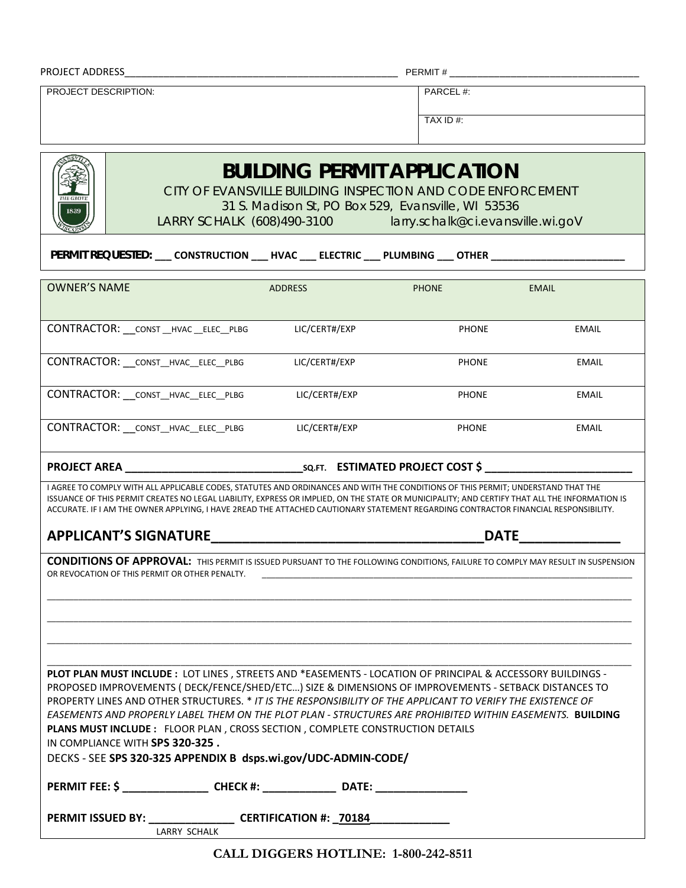PROJECT ADDRESS___________________________________________________ PERMIT # ___________________________________

| PROJECT DESCRIPTION: | PARCEL #: |
| --- | --- |
| | TAX ID #: |

# BUILDING PERMIT APPLICATION

CITY OF EVANSVILLE BUILDING INSPECTION AND CODE ENFORCEMENT
31 S. Madison St, PO Box 529, Evansville, WI 53536
LARRY SCHALK (608)490-3100 larry.schalk@ci.evansville.wi.goV

**PERMIT REQUESTED:** ___ **CONSTRUCTION** ___ **HVAC** ___ **ELECTRIC** ___ **PLUMBING** ___ **OTHER** __________________________

| OWNER'S NAME | ADDRESS | PHONE | EMAIL |
| --- | --- | --- | --- |
| CONTRACTOR: __CONST __HVAC __ELEC__PLBG | LIC/CERT#/EXP | PHONE | EMAIL |
| CONTRACTOR: __CONST__HVAC__ELEC__PLBG | LIC/CERT#/EXP | PHONE | EMAIL |
| CONTRACTOR: __CONST__HVAC__ELEC__PLBG | LIC/CERT#/EXP | PHONE | EMAIL |
| CONTRACTOR: __CONST__HVAC__ELEC__PLBG | LIC/CERT#/EXP | PHONE | EMAIL |

**PROJECT AREA** ______________________________SQ.FT. **ESTIMATED PROJECT COST $** _________________________

I AGREE TO COMPLY WITH ALL APPLICABLE CODES, STATUTES AND ORDINANCES AND WITH THE CONDITIONS OF THIS PERMIT; UNDERSTAND THAT THE ISSUANCE OF THIS PERMIT CREATES NO LEGAL LIABILITY, EXPRESS OR IMPLIED, ON THE STATE OR MUNICIPALITY; AND CERTIFY THAT ALL THE INFORMATION IS ACCURATE. IF I AM THE OWNER APPLYING, I HAVE 2READ THE ATTACHED CAUTIONARY STATEMENT REGARDING CONTRACTOR FINANCIAL RESPONSIBILITY.

**APPLICANT'S SIGNATURE______________________________________DATE______________**

**CONDITIONS OF APPROVAL:** THIS PERMIT IS ISSUED PURSUANT TO THE FOLLOWING CONDITIONS, FAILURE TO COMPLY MAY RESULT IN SUSPENSION OR REVOCATION OF THIS PERMIT OR OTHER PENALTY. ________________________________________________________________

______________________________________________________________________________________________________

______________________________________________________________________________________________________

______________________________________________________________________________________________________

______________________________________________________________________________________________________

**PLOT PLAN MUST INCLUDE :** LOT LINES , STREETS AND *EASEMENTS - LOCATION OF PRINCIPAL & ACCESSORY BUILDINGS - PROPOSED IMPROVEMENTS ( DECK/FENCE/SHED/ETC…) SIZE & DIMENSIONS OF IMPROVEMENTS - SETBACK DISTANCES TO PROPERTY LINES AND OTHER STRUCTURES. * *IT IS THE RESPONSIBILITY OF THE APPLICANT TO VERIFY THE EXISTENCE OF EASEMENTS AND PROPERLY LABEL THEM ON THE PLOT PLAN - STRUCTURES ARE PROHIBITED WITHIN EASEMENTS.* **BUILDING PLANS MUST INCLUDE :** FLOOR PLAN , CROSS SECTION , COMPLETE CONSTRUCTION DETAILS IN COMPLIANCE WITH **SPS 320-325 .**
DECKS - SEE **SPS 320-325 APPENDIX B dsps.wi.gov/UDC-ADMIN-CODE/**

**PERMIT FEE: $ ______________ CHECK #: ____________ DATE: _______________**

**PERMIT ISSUED BY: ______________ CERTIFICATION #: _70184_____________**
LARRY SCHALK

**CALL DIGGERS HOTLINE: 1-800-242-8511**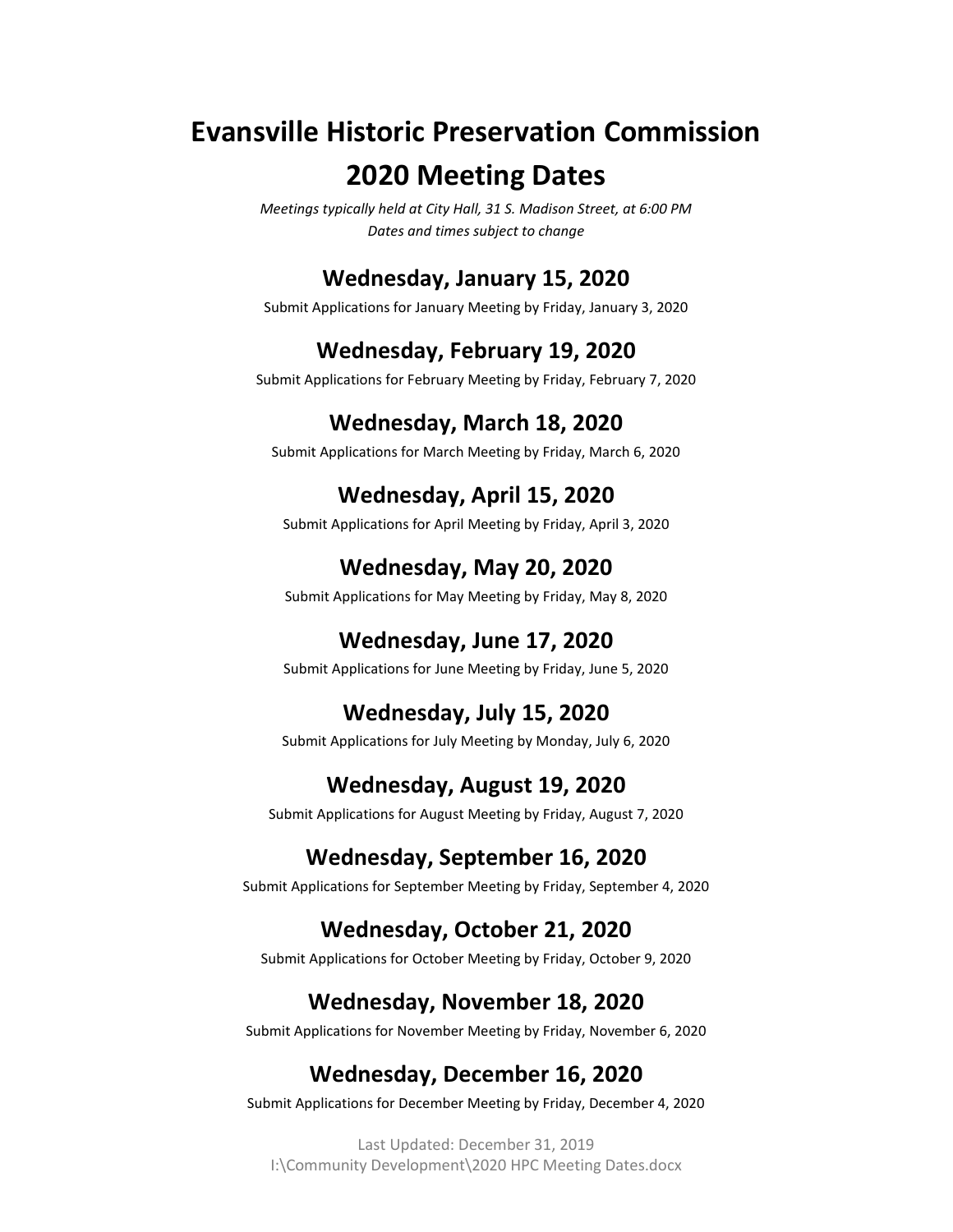# Evansville Historic Preservation Commission
# 2020 Meeting Dates

*Meetings typically held at City Hall, 31 S. Madison Street, at 6:00 PM*
*Dates and times subject to change*

## Wednesday, January 15, 2020

Submit Applications for January Meeting by Friday, January 3, 2020

## Wednesday, February 19, 2020

Submit Applications for February Meeting by Friday, February 7, 2020

## Wednesday, March 18, 2020

Submit Applications for March Meeting by Friday, March 6, 2020

## Wednesday, April 15, 2020

Submit Applications for April Meeting by Friday, April 3, 2020

## Wednesday, May 20, 2020

Submit Applications for May Meeting by Friday, May 8, 2020

## Wednesday, June 17, 2020

Submit Applications for June Meeting by Friday, June 5, 2020

## Wednesday, July 15, 2020

Submit Applications for July Meeting by Monday, July 6, 2020

## Wednesday, August 19, 2020

Submit Applications for August Meeting by Friday, August 7, 2020

## Wednesday, September 16, 2020

Submit Applications for September Meeting by Friday, September 4, 2020

## Wednesday, October 21, 2020

Submit Applications for October Meeting by Friday, October 9, 2020

## Wednesday, November 18, 2020

Submit Applications for November Meeting by Friday, November 6, 2020

## Wednesday, December 16, 2020

Submit Applications for December Meeting by Friday, December 4, 2020

Last Updated: December 31, 2019
I:\Community Development\2020 HPC Meeting Dates.docx